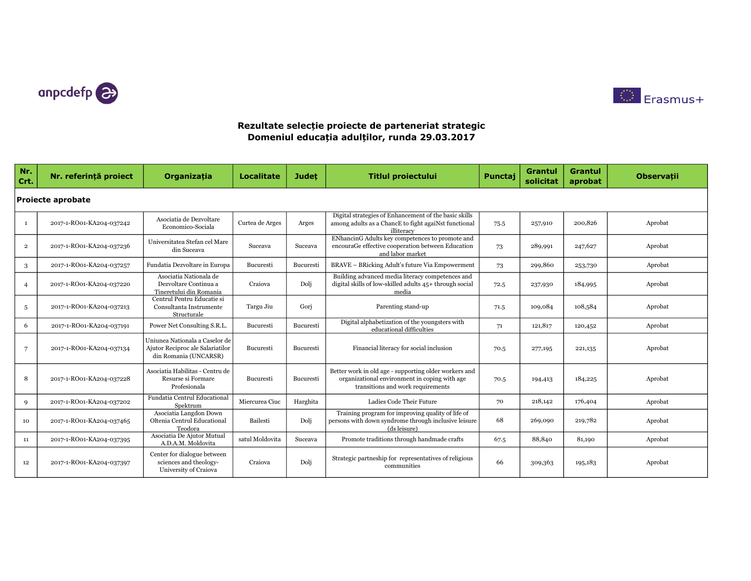anpcdefp

Erasmus+

## Rezultate selecție proiecte de parteneriat strategic
## Domeniul educația adulților, runda 29.03.2017

| Nr. Crt. | Nr. referință proiect | Organizația | Localitate | Județ | Titlul proiectului | Punctaj | Grantul solicitat | Grantul aprobat | Observații |
|---|---|---|---|---|---|---|---|---|---|
| **Proiecte aprobate** | | | | | | | | | |
| 1 | 2017-1-RO01-KA204-037242 | Asociatia de Dezvoltare Economico-Sociala | Curtea de Arges | Arges | Digital strategies of Enhancement of the basic skills among adults as a ChancE to fight agaiNst functional illiteracy | 75.5 | 257,910 | 200,826 | Aprobat |
| 2 | 2017-1-RO01-KA204-037236 | Universitatea Stefan cel Mare din Suceava | Suceava | Suceava | ENhancinG Adults key competences to promote and encouraGe effective cooperation between Education and labor market | 73 | 289,991 | 247,627 | Aprobat |
| 3 | 2017-1-RO01-KA204-037257 | Fundatia Dezvoltare in Europa | Bucuresti | Bucuresti | BRAVE – BRicking Adult's future Via Empowerment | 73 | 299,860 | 253,730 | Aprobat |
| 4 | 2017-1-RO01-KA204-037220 | Asociatia Nationala de Dezvoltare Continua a Tineretului din Romania | Craiova | Dolj | Building advanced media literacy competences and digital skills of low-skilled adults 45+ through social media | 72.5 | 237,930 | 184,995 | Aprobat |
| 5 | 2017-1-RO01-KA204-037213 | Centrul Pentru Educatie si Consultanta Instrumente Structurale | Targu Jiu | Gorj | Parenting stand-up | 71.5 | 109,084 | 108,584 | Aprobat |
| 6 | 2017-1-RO01-KA204-037191 | Power Net Consulting S.R.L. | Bucuresti | Bucuresti | Digital alphabetization of the youngsters with educational difficulties | 71 | 121,817 | 120,452 | Aprobat |
| 7 | 2017-1-RO01-KA204-037134 | Uniunea Nationala a Caselor de Ajutor Reciproc ale Salariatilor din Romania (UNCARSR) | Bucuresti | Bucuresti | Financial literacy for social inclusion | 70.5 | 277,195 | 221,135 | Aprobat |
| 8 | 2017-1-RO01-KA204-037228 | Asociatia Habilitas - Centru de Resurse si Formare Profesionala | Bucuresti | Bucuresti | Better work in old age - supporting older workers and organizational environment in coping with age transitions and work requirements | 70.5 | 194,413 | 184,225 | Aprobat |
| 9 | 2017-1-RO01-KA204-037202 | Fundatia Centrul Educational Spektrum | Miercurea Ciuc | Harghita | Ladies Code Their Future | 70 | 218,142 | 176,404 | Aprobat |
| 10 | 2017-1-RO01-KA204-037465 | Asociatia Langdon Down Oltenia Centrul Educational Teodora | Bailesti | Dolj | Training program for improving quality of life of persons with down syndrome through inclusive leisure (ds leisure) | 68 | 269,090 | 219,782 | Aprobat |
| 11 | 2017-1-RO01-KA204-037395 | Asociatia De Ajutor Mutual A.D.A.M. Moldovita | satul Moldovita | Suceava | Promote traditions through handmade crafts | 67.5 | 88,840 | 81,190 | Aprobat |
| 12 | 2017-1-RO01-KA204-037397 | Center for dialogue between sciences and theology-University of Craiova | Craiova | Dolj | Strategic partneship for representatives of religious communities | 66 | 309,363 | 195,183 | Aprobat |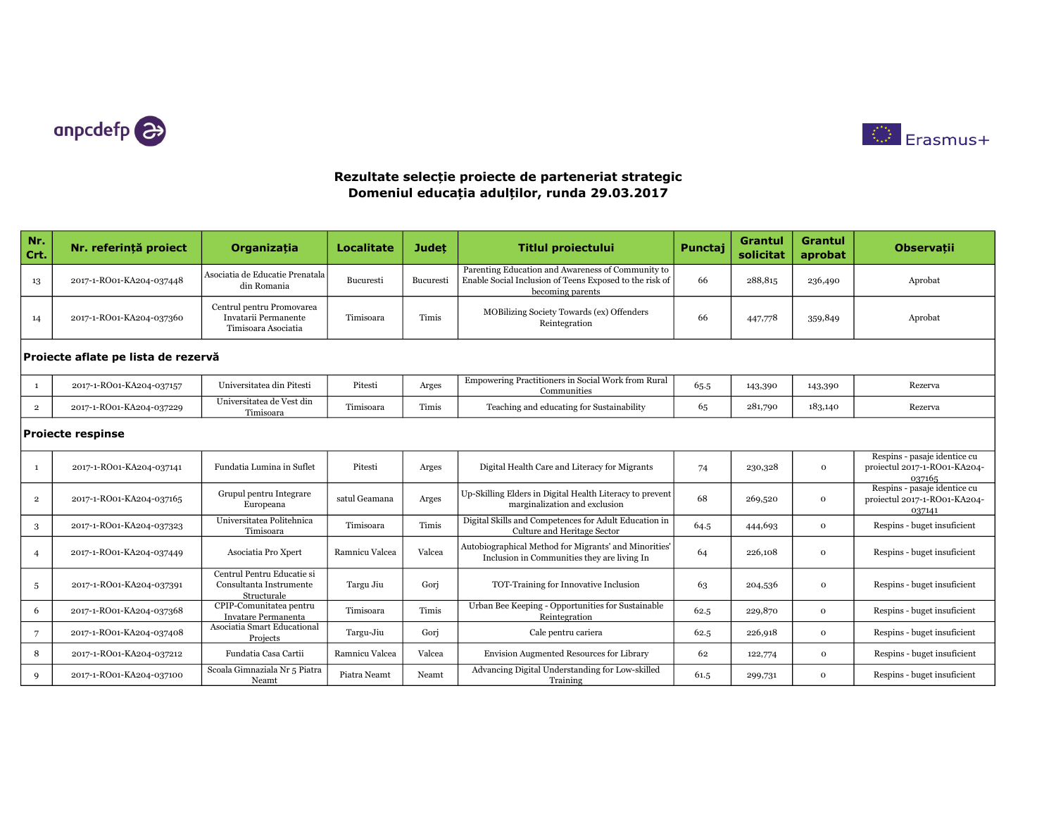## Rezultate selecție proiecte de parteneriat strategic
## Domeniul educația adulților, runda 29.03.2017

| Nr. Crt. | Nr. referință proiect | Organizația | Localitate | Județ | Titlul proiectului | Punctaj | Grantul solicitat | Grantul aprobat | Observații |
|---|---|---|---|---|---|---|---|---|---|
| 13 | 2017-1-RO01-KA204-037448 | Asociatia de Educatie Prenatala din Romania | Bucuresti | Bucuresti | Parenting Education and Awareness of Community to Enable Social Inclusion of Teens Exposed to the risk of becoming parents | 66 | 288,815 | 236,490 | Aprobat |
| 14 | 2017-1-RO01-KA204-037360 | Centrul pentru Promovarea Invatarii Permanente Timisoara Asociatia | Timisoara | Timis | MOBilizing Society Towards (ex) Offenders Reintegration | 66 | 447,778 | 359,849 | Aprobat |
| **Proiecte aflate pe lista de rezervă** | | | | | | | | | |
| 1 | 2017-1-RO01-KA204-037157 | Universitatea din Pitesti | Pitesti | Arges | Empowering Practitioners in Social Work from Rural Communities | 65.5 | 143,390 | 143,390 | Rezerva |
| 2 | 2017-1-RO01-KA204-037229 | Universitatea de Vest din Timisoara | Timisoara | Timis | Teaching and educating for Sustainability | 65 | 281,790 | 183,140 | Rezerva |
| **Proiecte respinse** | | | | | | | | | |
| 1 | 2017-1-RO01-KA204-037141 | Fundatia Lumina in Suflet | Pitesti | Arges | Digital Health Care and Literacy for Migrants | 74 | 230,328 | 0 | Respins - pasaje identice cu proiectul 2017-1-RO01-KA204-037165 |
| 2 | 2017-1-RO01-KA204-037165 | Grupul pentru Integrare Europeana | satul Geamana | Arges | Up-Skilling Elders in Digital Health Literacy to prevent marginalization and exclusion | 68 | 269,520 | 0 | Respins - pasaje identice cu proiectul 2017-1-RO01-KA204-037141 |
| 3 | 2017-1-RO01-KA204-037323 | Universitatea Politehnica Timisoara | Timisoara | Timis | Digital Skills and Competences for Adult Education in Culture and Heritage Sector | 64.5 | 444,693 | 0 | Respins - buget insuficient |
| 4 | 2017-1-RO01-KA204-037449 | Asociatia Pro Xpert | Ramnicu Valcea | Valcea | Autobiographical Method for Migrants' and Minorities' Inclusion in Communities they are living In | 64 | 226,108 | 0 | Respins - buget insuficient |
| 5 | 2017-1-RO01-KA204-037391 | Centrul Pentru Educatie si Consultanta Instrumente Structurale | Targu Jiu | Gorj | TOT-Training for Innovative Inclusion | 63 | 204,536 | 0 | Respins - buget insuficient |
| 6 | 2017-1-RO01-KA204-037368 | CPIP-Comunitatea pentru Invatare Permanenta | Timisoara | Timis | Urban Bee Keeping - Opportunities for Sustainable Reintegration | 62.5 | 229,870 | 0 | Respins - buget insuficient |
| 7 | 2017-1-RO01-KA204-037408 | Asociatia Smart Educational Projects | Targu-Jiu | Gorj | Cale pentru cariera | 62.5 | 226,918 | 0 | Respins - buget insuficient |
| 8 | 2017-1-RO01-KA204-037212 | Fundatia Casa Cartii | Ramnicu Valcea | Valcea | Envision Augmented Resources for Library | 62 | 122,774 | 0 | Respins - buget insuficient |
| 9 | 2017-1-RO01-KA204-037100 | Scoala Gimnaziala Nr 5 Piatra Neamt | Piatra Neamt | Neamt | Advancing Digital Understanding for Low-skilled Training | 61.5 | 299,731 | 0 | Respins - buget insuficient |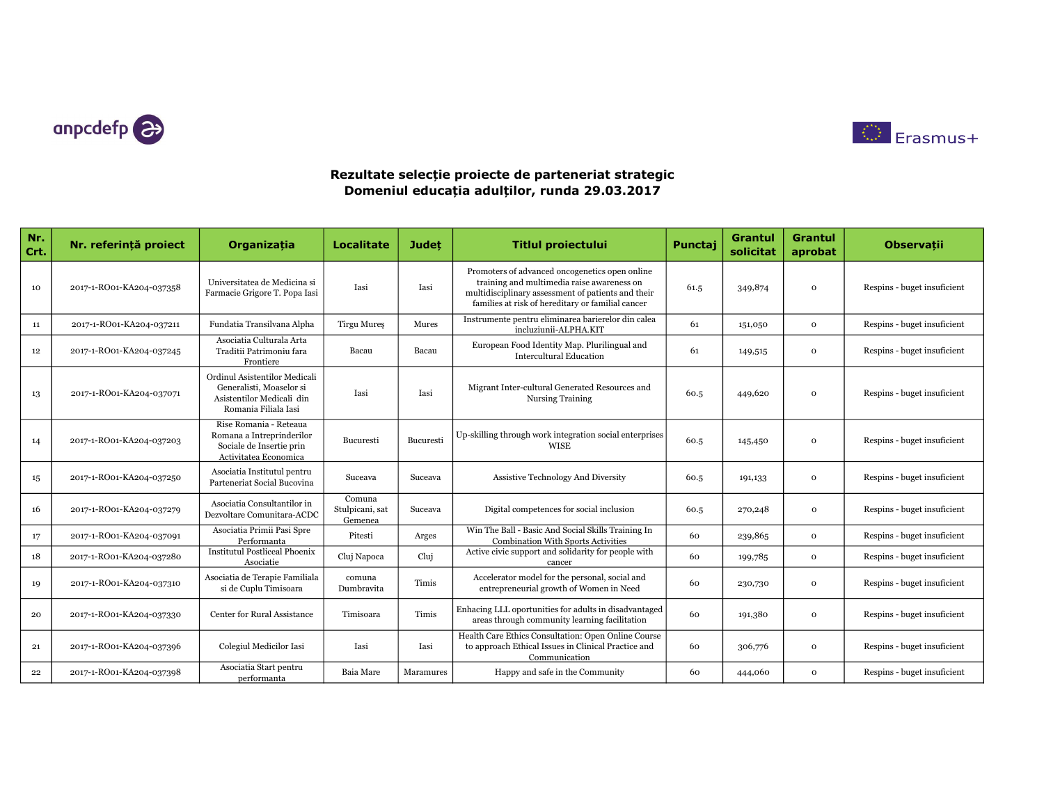## Rezultate selecție proiecte de parteneriat strategic
## Domeniul educația adulților, runda 29.03.2017

| Nr. Crt. | Nr. referință proiect | Organizația | Localitate | Județ | Titlul proiectului | Punctaj | Grantul solicitat | Grantul aprobat | Observații |
|---|---|---|---|---|---|---|---|---|---|
| 10 | 2017-1-RO01-KA204-037358 | Universitatea de Medicina si Farmacie Grigore T. Popa Iasi | Iasi | Iasi | Promoters of advanced oncogenetics open online training and multimedia raise awareness on multidisciplinary assessment of patients and their families at risk of hereditary or familial cancer | 61.5 | 349,874 | 0 | Respins - buget insuficient |
| 11 | 2017-1-RO01-KA204-037211 | Fundatia Transilvana Alpha | Tîrgu Mureș | Mures | Instrumente pentru eliminarea barierelor din calea incluziunii-ALPHA.KIT | 61 | 151,050 | 0 | Respins - buget insuficient |
| 12 | 2017-1-RO01-KA204-037245 | Asociatia Culturala Arta Traditii Patrimoniu fara Frontiere | Bacau | Bacau | European Food Identity Map. Plurilingual and Intercultural Education | 61 | 149,515 | 0 | Respins - buget insuficient |
| 13 | 2017-1-RO01-KA204-037071 | Ordinul Asistentilor Medicali Generalisti, Moaselor si Asistentilor Medicali din Romania Filiala Iasi | Iasi | Iasi | Migrant Inter-cultural Generated Resources and Nursing Training | 60.5 | 449,620 | 0 | Respins - buget insuficient |
| 14 | 2017-1-RO01-KA204-037203 | Rise Romania - Reteaua Romana a Intreprinderilor Sociale de Insertie prin Activitatea Economica | Bucuresti | Bucuresti | Up-skilling through work integration social enterprises WISE | 60.5 | 145,450 | 0 | Respins - buget insuficient |
| 15 | 2017-1-RO01-KA204-037250 | Asociatia Institutul pentru Parteneriat Social Bucovina | Suceava | Suceava | Assistive Technology And Diversity | 60.5 | 191,133 | 0 | Respins - buget insuficient |
| 16 | 2017-1-RO01-KA204-037279 | Asociatia Consultantilor in Dezvoltare Comunitara-ACDC | Comuna Stulpicani, sat Gemenea | Suceava | Digital competences for social inclusion | 60.5 | 270,248 | 0 | Respins - buget insuficient |
| 17 | 2017-1-RO01-KA204-037091 | Asociatia Primii Pasi Spre Performanta | Pitesti | Arges | Win The Ball - Basic And Social Skills Training In Combination With Sports Activities | 60 | 239,865 | 0 | Respins - buget insuficient |
| 18 | 2017-1-RO01-KA204-037280 | Institutul Postliceal Phoenix Asociatie | Cluj Napoca | Cluj | Active civic support and solidarity for people with cancer | 60 | 199,785 | 0 | Respins - buget insuficient |
| 19 | 2017-1-RO01-KA204-037310 | Asociatia de Terapie Familiala si de Cuplu Timisoara | comuna Dumbravita | Timis | Accelerator model for the personal, social and entrepreneurial growth of Women in Need | 60 | 230,730 | 0 | Respins - buget insuficient |
| 20 | 2017-1-RO01-KA204-037330 | Center for Rural Assistance | Timisoara | Timis | Enhacing LLL oportunities for adults in disadvantaged areas through community learning facilitation | 60 | 191,380 | 0 | Respins - buget insuficient |
| 21 | 2017-1-RO01-KA204-037396 | Colegiul Medicilor Iasi | Iasi | Iasi | Health Care Ethics Consultation: Open Online Course to approach Ethical Issues in Clinical Practice and Communication | 60 | 306,776 | 0 | Respins - buget insuficient |
| 22 | 2017-1-RO01-KA204-037398 | Asociatia Start pentru performanta | Baia Mare | Maramures | Happy and safe in the Community | 60 | 444,060 | 0 | Respins - buget insuficient |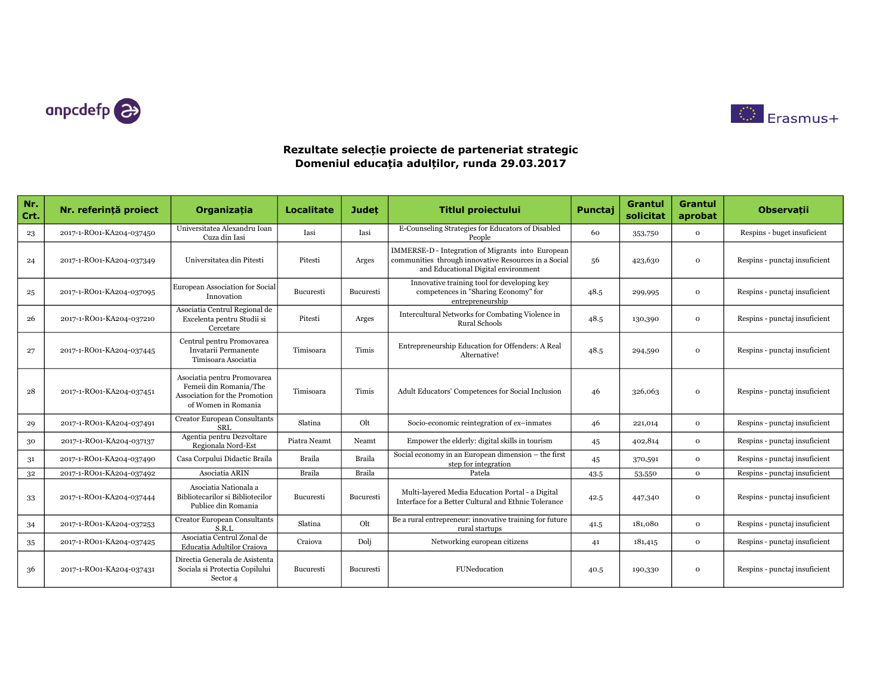### Rezultate selecție proiecte de parteneriat strategic
### Domeniul educația adulților, runda 29.03.2017

| Nr. Crt. | Nr. referință proiect | Organizația | Localitate | Județ | Titlul proiectului | Punctaj | Grantul solicitat | Grantul aprobat | Observații |
|---|---|---|---|---|---|---|---|---|---|
| 23 | 2017-1-RO01-KA204-037450 | Universitatea Alexandru Ioan Cuza din Iasi | Iasi | Iasi | E-Counseling Strategies for Educators of Disabled People | 60 | 353,750 | 0 | Respins - buget insuficient |
| 24 | 2017-1-RO01-KA204-037349 | Universitatea din Pitesti | Pitesti | Arges | IMMERSE-D - Integration of Migrants into European communities through innovative Resources in a Social and Educational Digital environment | 56 | 423,630 | 0 | Respins - punctaj insuficient |
| 25 | 2017-1-RO01-KA204-037095 | European Association for Social Innovation | Bucuresti | Bucuresti | Innovative training tool for developing key competences in "Sharing Economy" for entrepreneurship | 48.5 | 299,995 | 0 | Respins - punctaj insuficient |
| 26 | 2017-1-RO01-KA204-037210 | Asociatia Centrul Regional de Excelenta pentru Studii si Cercetare | Pitesti | Arges | Intercultural Networks for Combating Violence in Rural Schools | 48.5 | 130,390 | 0 | Respins - punctaj insuficient |
| 27 | 2017-1-RO01-KA204-037445 | Centrul pentru Promovarea Invatarii Permanente Timisoara Asociatia | Timisoara | Timis | Entrepreneurship Education for Offenders: A Real Alternative! | 48.5 | 294,590 | 0 | Respins - punctaj insuficient |
| 28 | 2017-1-RO01-KA204-037451 | Asociatia pentru Promovarea Femeii din Romania/The Association for the Promotion of Women in Romania | Timisoara | Timis | Adult Educators' Competences for Social Inclusion | 46 | 326,063 | 0 | Respins - punctaj insuficient |
| 29 | 2017-1-RO01-KA204-037491 | Creator European Consultants SRL | Slatina | Olt | Socio-economic reintegration of ex–inmates | 46 | 221,014 | 0 | Respins - punctaj insuficient |
| 30 | 2017-1-RO01-KA204-037137 | Agentia pentru Dezvoltare Regionala Nord-Est | Piatra Neamt | Neamt | Empower the elderly: digital skills in tourism | 45 | 402,814 | 0 | Respins - punctaj insuficient |
| 31 | 2017-1-RO01-KA204-037490 | Casa Corpului Didactic Braila | Braila | Braila | Social economy in an European dimension – the first step for integration | 45 | 370,591 | 0 | Respins - punctaj insuficient |
| 32 | 2017-1-RO01-KA204-037492 | Asociatia ARIN | Braila | Braila | Patela | 43.5 | 53,550 | 0 | Respins - punctaj insuficient |
| 33 | 2017-1-RO01-KA204-037444 | Asociatia Nationala a Bibliotecarilor si Bibliotecilor Publice din Romania | Bucuresti | Bucuresti | Multi-layered Media Education Portal - a Digital Interface for a Better Cultural and Ethnic Tolerance | 42.5 | 447,340 | 0 | Respins - punctaj insuficient |
| 34 | 2017-1-RO01-KA204-037253 | Creator European Consultants S.R.L | Slatina | Olt | Be a rural entrepreneur: innovative training for future rural startups | 41.5 | 181,080 | 0 | Respins - punctaj insuficient |
| 35 | 2017-1-RO01-KA204-037425 | Asociatia Centrul Zonal de Educatia Adultilor Craiova | Craiova | Dolj | Networking european citizens | 41 | 181,415 | 0 | Respins - punctaj insuficient |
| 36 | 2017-1-RO01-KA204-037431 | Directia Generala de Asistenta Sociala si Protectia Copilului Sector 4 | Bucuresti | Bucuresti | FUNeducation | 40.5 | 190,330 | 0 | Respins - punctaj insuficient |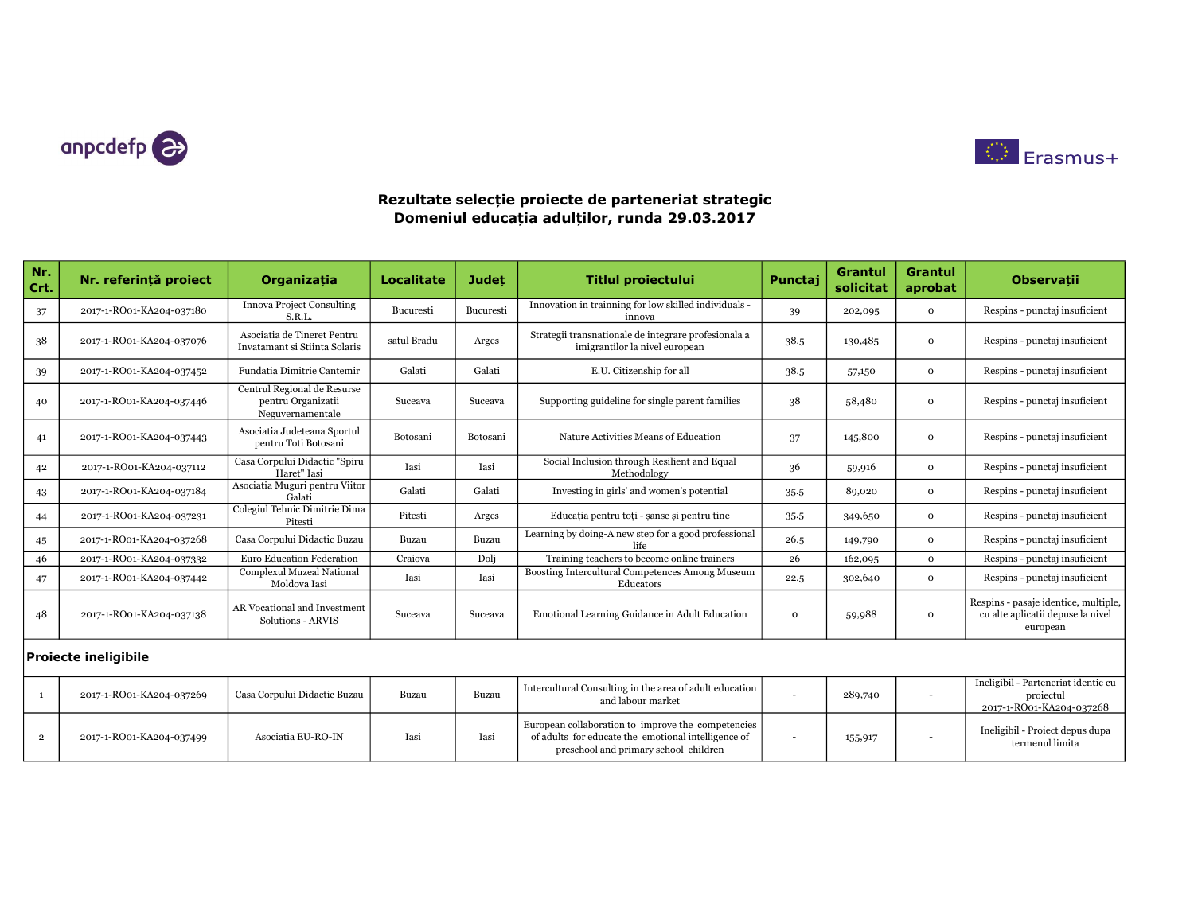anpcdefp

Erasmus+

## Rezultate selecție proiecte de parteneriat strategic
## Domeniul educația adulților, runda 29.03.2017

| Nr. Crt. | Nr. referință proiect | Organizația | Localitate | Județ | Titlul proiectului | Punctaj | Grantul solicitat | Grantul aprobat | Observații |
|---|---|---|---|---|---|---|---|---|---|
| 37 | 2017-1-RO01-KA204-037180 | Innova Project Consulting S.R.L. | Bucuresti | Bucuresti | Innovation in trainning for low skilled individuals - innova | 39 | 202,095 | 0 | Respins - punctaj insuficient |
| 38 | 2017-1-RO01-KA204-037076 | Asociatia de Tineret Pentru Invatamant si Stiinta Solaris | satul Bradu | Arges | Strategii transnationale de integrare profesionala a imigrantilor la nivel european | 38.5 | 130,485 | 0 | Respins - punctaj insuficient |
| 39 | 2017-1-RO01-KA204-037452 | Fundatia Dimitrie Cantemir | Galati | Galati | E.U. Citizenship for all | 38.5 | 57,150 | 0 | Respins - punctaj insuficient |
| 40 | 2017-1-RO01-KA204-037446 | Centrul Regional de Resurse pentru Organizatii Neguvernamentale | Suceava | Suceava | Supporting guideline for single parent families | 38 | 58,480 | 0 | Respins - punctaj insuficient |
| 41 | 2017-1-RO01-KA204-037443 | Asociatia Judeteana Sportul pentru Toti Botosani | Botosani | Botosani | Nature Activities Means of Education | 37 | 145,800 | 0 | Respins - punctaj insuficient |
| 42 | 2017-1-RO01-KA204-037112 | Casa Corpului Didactic "Spiru Haret" Iasi | Iasi | Iasi | Social Inclusion through Resilient and Equal Methodology | 36 | 59,916 | 0 | Respins - punctaj insuficient |
| 43 | 2017-1-RO01-KA204-037184 | Asociatia Muguri pentru Viitor Galati | Galati | Galati | Investing in girls' and women's potential | 35.5 | 89,020 | 0 | Respins - punctaj insuficient |
| 44 | 2017-1-RO01-KA204-037231 | Colegiul Tehnic Dimitrie Dima Pitesti | Pitesti | Arges | Educația pentru toți - șanse și pentru tine | 35.5 | 349,650 | 0 | Respins - punctaj insuficient |
| 45 | 2017-1-RO01-KA204-037268 | Casa Corpului Didactic Buzau | Buzau | Buzau | Learning by doing-A new step for a good professional life | 26.5 | 149,790 | 0 | Respins - punctaj insuficient |
| 46 | 2017-1-RO01-KA204-037332 | Euro Education Federation | Craiova | Dolj | Training teachers to become online trainers | 26 | 162,095 | 0 | Respins - punctaj insuficient |
| 47 | 2017-1-RO01-KA204-037442 | Complexul Muzeal National Moldova Iasi | Iasi | Iasi | Boosting Intercultural Competences Among Museum Educators | 22.5 | 302,640 | 0 | Respins - punctaj insuficient |
| 48 | 2017-1-RO01-KA204-037138 | AR Vocational and Investment Solutions - ARVIS | Suceava | Suceava | Emotional Learning Guidance in Adult Education | 0 | 59,988 | 0 | Respins - pasaje identice, multiple, cu alte aplicatii depuse la nivel european |
| **Proiecte ineligibile** | | | | | | | | | |
| 1 | 2017-1-RO01-KA204-037269 | Casa Corpului Didactic Buzau | Buzau | Buzau | Intercultural Consulting in the area of adult education and labour market | - | 289,740 | - | Ineligibil - Parteneriat identic cu proiectul 2017-1-RO01-KA204-037268 |
| 2 | 2017-1-RO01-KA204-037499 | Asociatia EU-RO-IN | Iasi | Iasi | European collaboration to improve the competencies of adults for educate the emotional intelligence of preschool and primary school children | - | 155,917 | - | Ineligibil - Proiect depus dupa termenul limita |